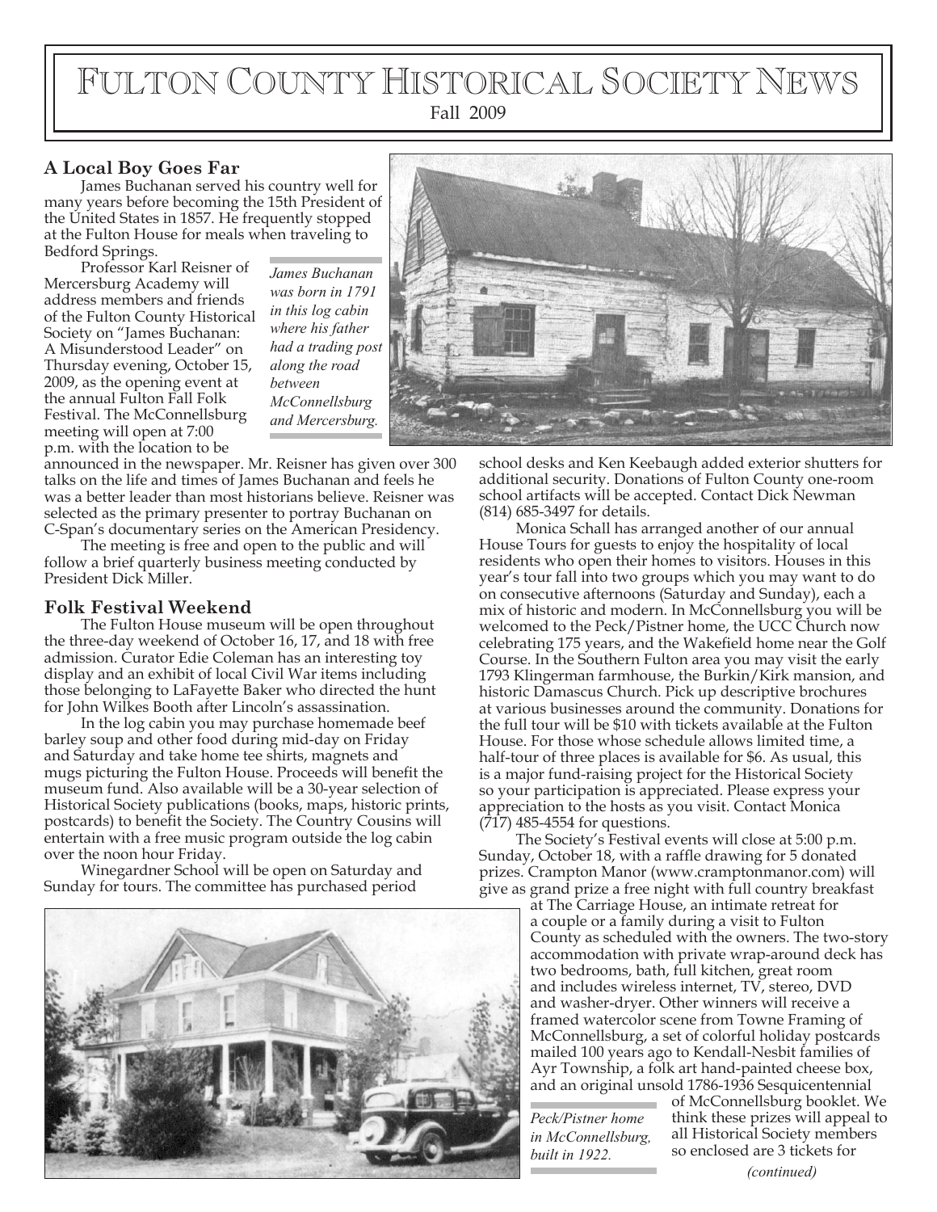# Fulton County Historical Society News

Fall 2009

### A Local Boy Goes Far

James Buchanan served his country well for many years before becoming the 15th President of the United States in 1857. He frequently stopped at the Fulton House for meals when traveling to Bedford Springs.

Professor Karl Reisner of Mercersburg Academy will address members and friends of the Fulton County Historical Society on "James Buchanan: A Misunderstood Leader" on Thursday evening, October 15, 2009, as the opening event at the annual Fulton Fall Folk Festival. The McConnellsburg meeting will open at 7:00 p.m. with the location to be announced in the newspaper. Mr. Reisner has given over 300 talks on the life and times of James Buchanan and feels he was a better leader than most historians believe. Reisner was selected as the primary presenter to portray Buchanan on C-Span's documentary series on the American Presidency.

*James Buchanan was born in 1791 in this log cabin where his father had a trading post along the road between McConnellsburg and Mercersburg.*

The meeting is free and open to the public and will follow a brief quarterly business meeting conducted by President Dick Miller.

### Folk Festival Weekend

The Fulton House museum will be open throughout the three-day weekend of October 16, 17, and 18 with free admission. Curator Edie Coleman has an interesting toy display and an exhibit of local Civil War items including those belonging to LaFayette Baker who directed the hunt for John Wilkes Booth after Lincoln's assassination.

In the log cabin you may purchase homemade beef barley soup and other food during mid-day on Friday and Saturday and take home tee shirts, magnets and mugs picturing the Fulton House. Proceeds will benefit the museum fund. Also available will be a 30-year selection of Historical Society publications (books, maps, historic prints, postcards) to benefit the Society. The Country Cousins will entertain with a free music program outside the log cabin over the noon hour Friday.

Winegardner School will be open on Saturday and Sunday for tours. The committee has purchased period school desks and Ken Keebaugh added exterior shutters for additional security. Donations of Fulton County one-room school artifacts will be accepted. Contact Dick Newman (814) 685-3497 for details.

Monica Schall has arranged another of our annual House Tours for guests to enjoy the hospitality of local residents who open their homes to visitors. Houses in this year's tour fall into two groups which you may want to do on consecutive afternoons (Saturday and Sunday), each a mix of historic and modern. In McConnellsburg you will be welcomed to the Peck/Pistner home, the UCC Church now celebrating 175 years, and the Wakefield home near the Golf Course. In the Southern Fulton area you may visit the early 1793 Klingerman farmhouse, the Burkin/Kirk mansion, and historic Damascus Church. Pick up descriptive brochures at various businesses around the community. Donations for the full tour will be $10 with tickets available at the Fulton House. For those whose schedule allows limited time, a half-tour of three places is available for $6. As usual, this is a major fund-raising project for the Historical Society so your participation is appreciated. Please express your appreciation to the hosts as you visit. Contact Monica (717) 485-4554 for questions.

The Society's Festival events will close at 5:00 p.m. Sunday, October 18, with a raffle drawing for 5 donated prizes. Crampton Manor (www.cramptonmanor.com) will give as grand prize a free night with full country breakfast at The Carriage House, an intimate retreat for a couple or a family during a visit to Fulton County as scheduled with the owners. The two-story accommodation with private wrap-around deck has two bedrooms, bath, full kitchen, great room and includes wireless internet, TV, stereo, DVD and washer-dryer. Other winners will receive a framed watercolor scene from Towne Framing of McConnellsburg, a set of colorful holiday postcards mailed 100 years ago to Kendall-Nesbit families of Ayr Township, a folk art hand-painted cheese box, and an original unsold 1786-1936 Sesquicentennial of McConnellsburg booklet. We think these prizes will appeal to all Historical Society members so enclosed are 3 tickets for

*(continued)*

*Peck/Pistner home in McConnellsburg, built in 1922.*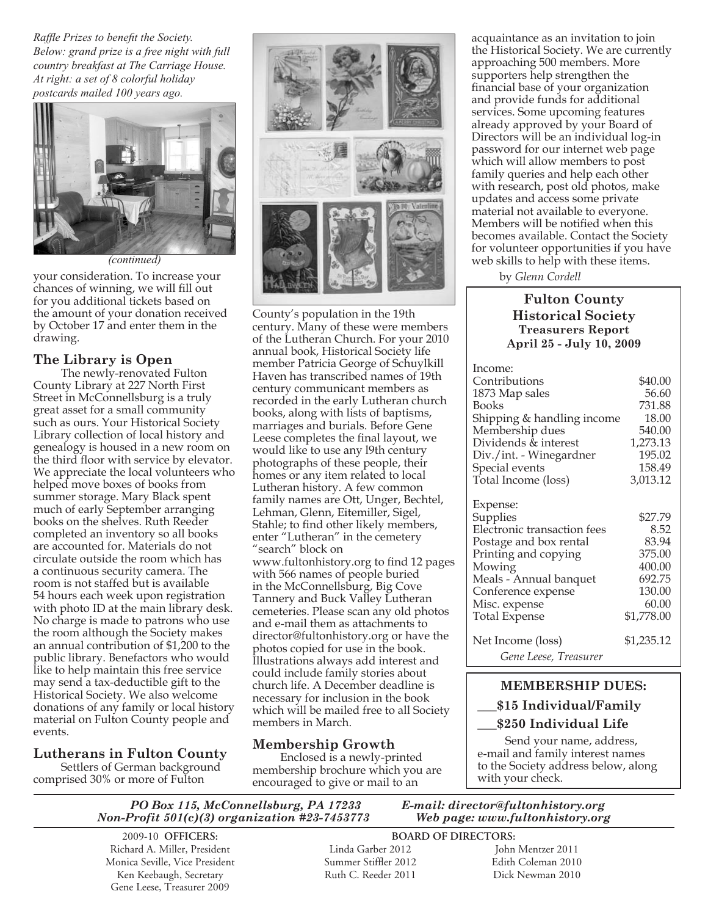*Raffle Prizes to benefit the Society. Below: grand prize is a free night with full country breakfast at The Carriage House. At right: a set of 8 colorful holiday postcards mailed 100 years ago.*

*(continued)*

your consideration. To increase your chances of winning, we will fill out for you additional tickets based on the amount of your donation received by October 17 and enter them in the drawing.

### The Library is Open

The newly-renovated Fulton County Library at 227 North First Street in McConnellsburg is a truly great asset for a small community such as ours. Your Historical Society Library collection of local history and genealogy is housed in a new room on the third floor with service by elevator. We appreciate the local volunteers who helped move boxes of books from summer storage. Mary Black spent much of early September arranging books on the shelves. Ruth Reeder completed an inventory so all books are accounted for. Materials do not circulate outside the room which has a continuous security camera. The room is not staffed but is available 54 hours each week upon registration with photo ID at the main library desk. No charge is made to patrons who use the room although the Society makes an annual contribution of $1,200 to the public library. Benefactors who would like to help maintain this free service may send a tax-deductible gift to the Historical Society. We also welcome donations of any family or local history material on Fulton County people and events.

### Lutherans in Fulton County

Settlers of German background comprised 30% or more of Fulton County's population in the 19th century. Many of these were members of the Lutheran Church. For your 2010 annual book, Historical Society life member Patricia George of Schuylkill Haven has transcribed names of 19th century communicant members as recorded in the early Lutheran church books, along with lists of baptisms, marriages and burials. Before Gene Leese completes the final layout, we would like to use any 19th century photographs of these people, their homes or any item related to local Lutheran history. A few common family names are Ott, Unger, Bechtel, Lehman, Glenn, Eitemiller, Sigel, Stahle; to find other likely members, enter "Lutheran" in the cemetery "search" block on www.fultonhistory.org to find 12 pages with 566 names of people buried in the McConnellsburg, Big Cove Tannery and Buck Valley Lutheran cemeteries. Please scan any old photos and e-mail them as attachments to director@fultonhistory.org or have the photos copied for use in the book. Illustrations always add interest and could include family stories about church life. A December deadline is necessary for inclusion in the book which will be mailed free to all Society members in March.

### Membership Growth

Enclosed is a newly-printed membership brochure which you are encouraged to give or mail to an acquaintance as an invitation to join the Historical Society. We are currently approaching 500 members. More supporters help strengthen the financial base of your organization and provide funds for additional services. Some upcoming features already approved by your Board of Directors will be an individual log-in password for our internet web page which will allow members to post family queries and help each other with research, post old photos, make updates and access some private material not available to everyone. Members will be notified when this becomes available. Contact the Society for volunteer opportunities if you have web skills to help with these items.

by *Glenn Cordell*

### Fulton County Historical Society
**Treasurers Report**
**April 25 - July 10, 2009**

| | |
|---|---|
| Income: | |
| Contributions | $40.00 |
| 1873 Map sales | 56.60 |
| Books | 731.88 |
| Shipping & handling income | 18.00 |
| Membership dues | 540.00 |
| Dividends & interest | 1,273.13 |
| Div./int. - Winegardner | 195.02 |
| Special events | 158.49 |
| Total Income (loss) | 3,013.12 |
| Expense: | |
| Supplies | $27.79 |
| Electronic transaction fees | 8.52 |
| Postage and box rental | 83.94 |
| Printing and copying | 375.00 |
| Mowing | 400.00 |
| Meals - Annual banquet | 692.75 |
| Conference expense | 130.00 |
| Misc. expense | 60.00 |
| Total Expense | $1,778.00 |
| Net Income (loss) | $1,235.12 |

*Gene Leese, Treasurer*

### MEMBERSHIP DUES:

**___$15 Individual/Family**

**___$250 Individual Life**

Send your name, address, e-mail and family interest names to the Society address below, along with your check.

***PO Box 115, McConnellsburg, PA 17233*** — ***E-mail: director@fultonhistory.org***
***Non-Profit 501(c)(3) organization #23-7453773*** — ***Web page: www.fultonhistory.org***

2009-10 **OFFICERS:**
Richard A. Miller, President
Monica Seville, Vice President
Ken Keebaugh, Secretary
Gene Leese, Treasurer 2009

**BOARD OF DIRECTORS:**
Linda Garber 2012
Summer Stiffler 2012
Ruth C. Reeder 2011
John Mentzer 2011
Edith Coleman 2010
Dick Newman 2010